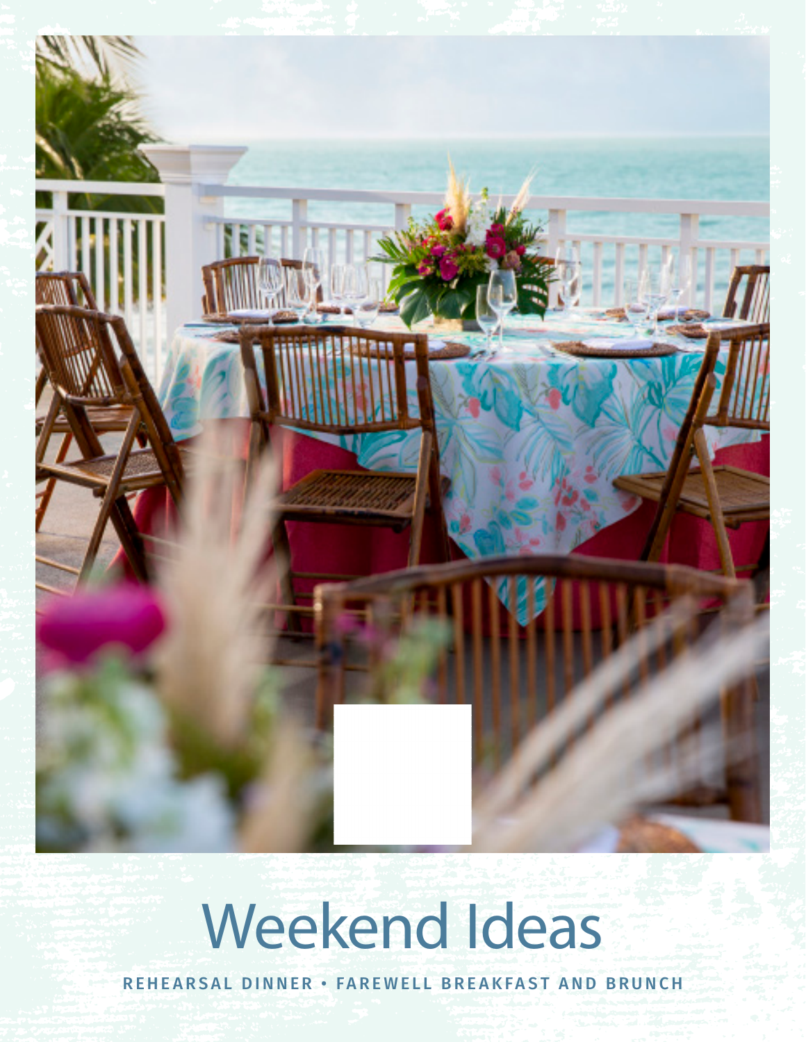# Weekend Ideas

REHEARSAL DINNER • FAREWELL BREAKFAST AND BRUNCH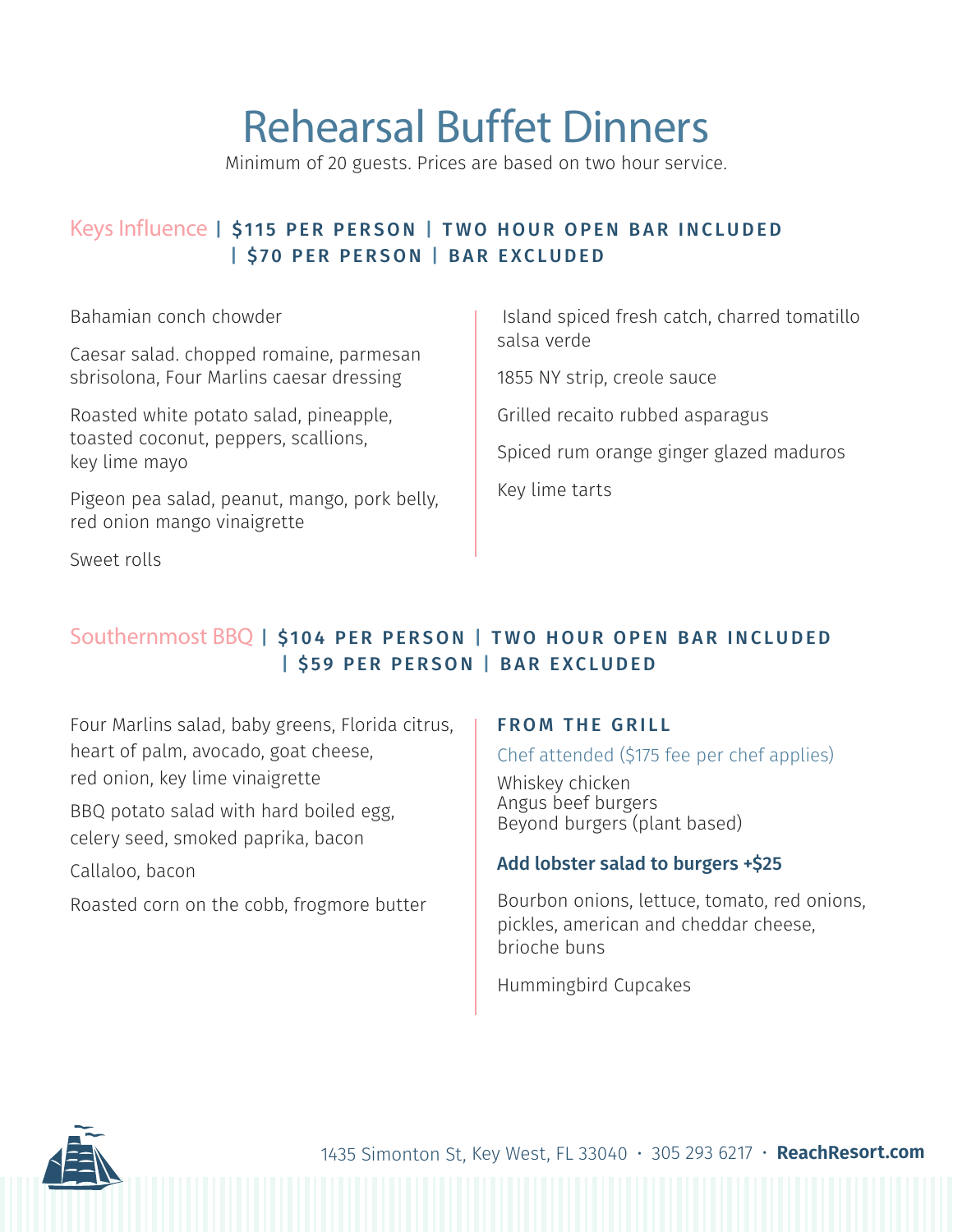# Rehearsal Buffet Dinners

Minimum of 20 guests. Prices are based on two hour service.

## Keys Influence | $115 PER PERSON | TWO HOUR OPEN BAR INCLUDED | $70 PER PERSON | BAR EXCLUDED

Bahamian conch chowder

Caesar salad. chopped romaine, parmesan sbrisolona, Four Marlins caesar dressing

Roasted white potato salad, pineapple, toasted coconut, peppers, scallions, key lime mayo

Pigeon pea salad, peanut, mango, pork belly, red onion mango vinaigrette

Sweet rolls

Island spiced fresh catch, charred tomatillo salsa verde

1855 NY strip, creole sauce

Grilled recaito rubbed asparagus

Spiced rum orange ginger glazed maduros

Key lime tarts

## Southernmost BBQ | $104 PER PERSON | TWO HOUR OPEN BAR INCLUDED | $59 PER PERSON | BAR EXCLUDED

Four Marlins salad, baby greens, Florida citrus, heart of palm, avocado, goat cheese, red onion, key lime vinaigrette

BBQ potato salad with hard boiled egg, celery seed, smoked paprika, bacon

Callaloo, bacon

Roasted corn on the cobb, frogmore butter

### FROM THE GRILL

Chef attended ($175 fee per chef applies)

Whiskey chicken
Angus beef burgers
Beyond burgers (plant based)

**Add lobster salad to burgers +$25**

Bourbon onions, lettuce, tomato, red onions, pickles, american and cheddar cheese, brioche buns

Hummingbird Cupcakes

1435 Simonton St, Key West, FL 33040 · 305 293 6217 · **ReachResort.com**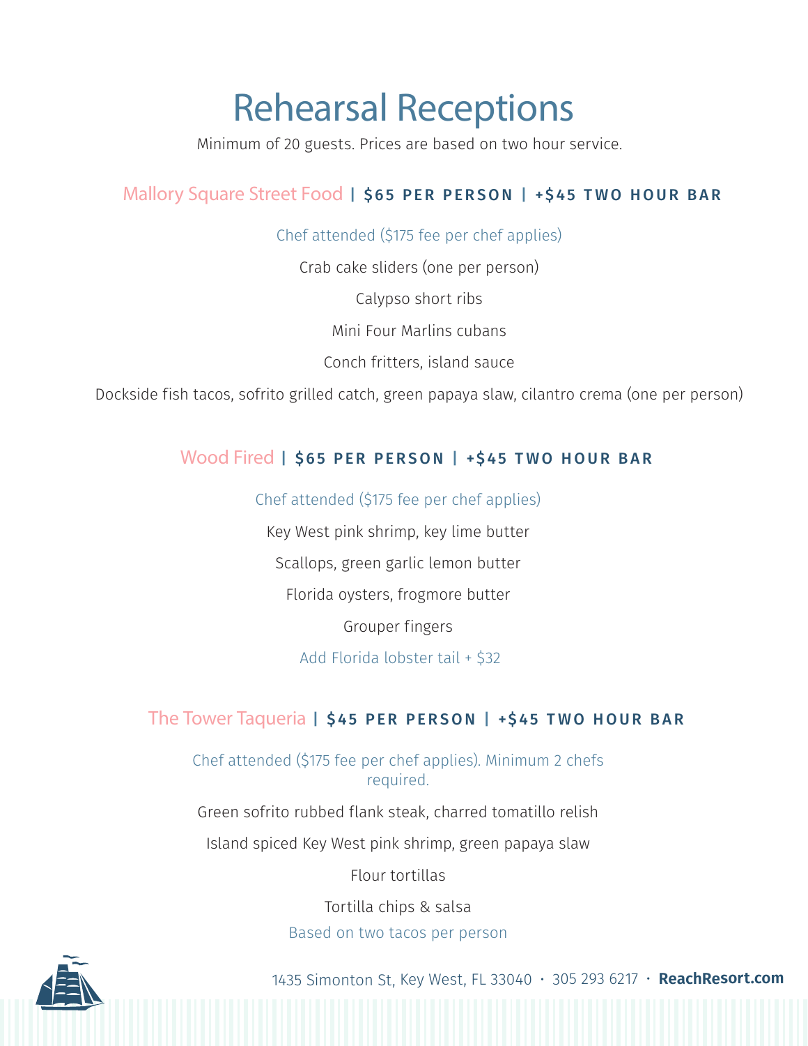# Rehearsal Receptions

Minimum of 20 guests. Prices are based on two hour service.

## Mallory Square Street Food | $65 PER PERSON | +$45 TWO HOUR BAR

Chef attended ($175 fee per chef applies)

Crab cake sliders (one per person)

Calypso short ribs

Mini Four Marlins cubans

Conch fritters, island sauce

Dockside fish tacos, sofrito grilled catch, green papaya slaw, cilantro crema (one per person)

## Wood Fired | $65 PER PERSON | +$45 TWO HOUR BAR

Chef attended ($175 fee per chef applies)

Key West pink shrimp, key lime butter

Scallops, green garlic lemon butter

Florida oysters, frogmore butter

Grouper fingers

Add Florida lobster tail + $32

## The Tower Taqueria | $45 PER PERSON | +$45 TWO HOUR BAR

Chef attended ($175 fee per chef applies). Minimum 2 chefs required.

Green sofrito rubbed flank steak, charred tomatillo relish

Island spiced Key West pink shrimp, green papaya slaw

Flour tortillas

Tortilla chips & salsa

Based on two tacos per person

1435 Simonton St, Key West, FL 33040 · 305 293 6217 · **ReachResort.com**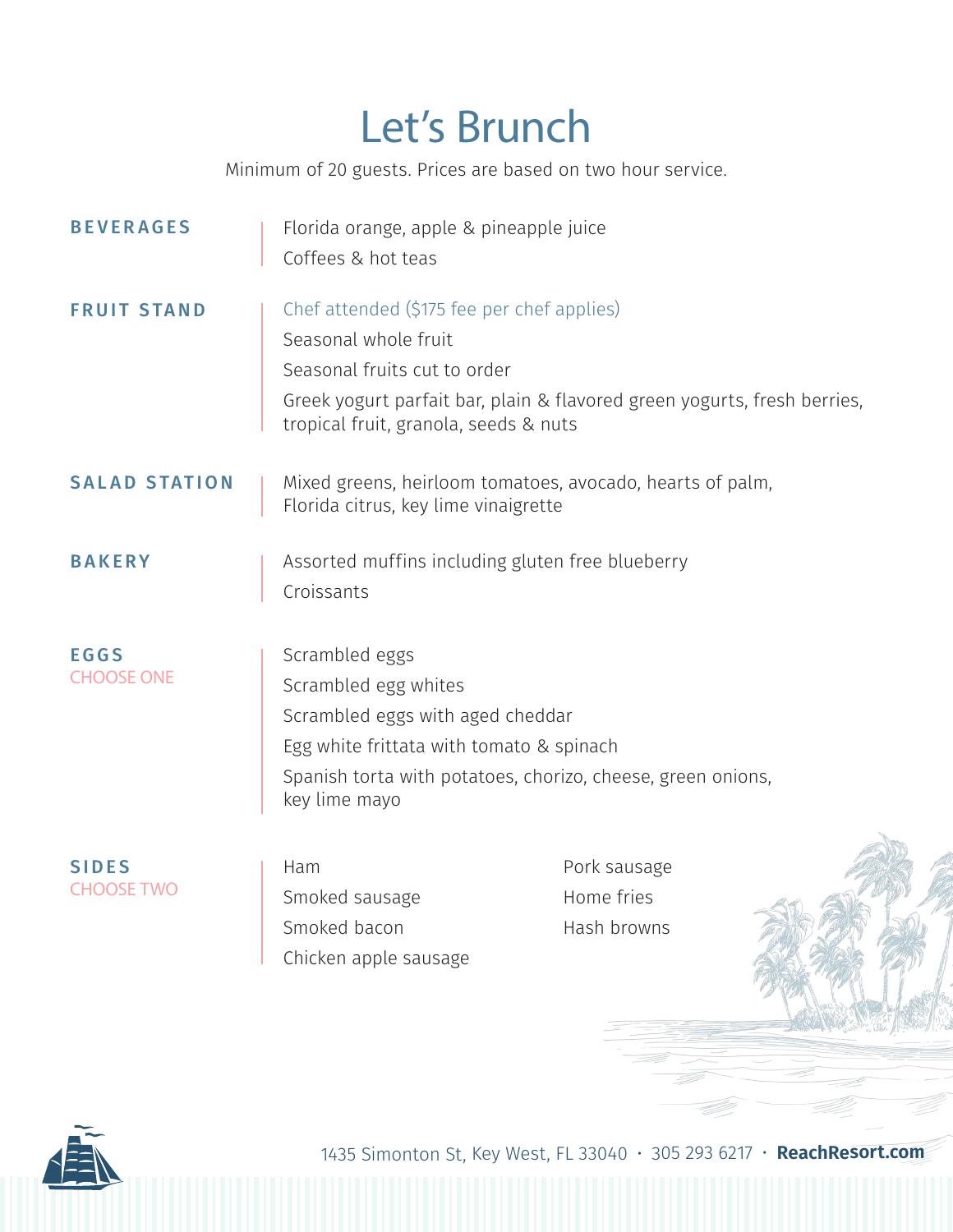# Let's Brunch

Minimum of 20 guests. Prices are based on two hour service.

## BEVERAGES

Florida orange, apple & pineapple juice

Coffees & hot teas

## FRUIT STAND

Chef attended ($175 fee per chef applies)

Seasonal whole fruit

Seasonal fruits cut to order

Greek yogurt parfait bar, plain & flavored green yogurts, fresh berries, tropical fruit, granola, seeds & nuts

## SALAD STATION

Mixed greens, heirloom tomatoes, avocado, hearts of palm, Florida citrus, key lime vinaigrette

## BAKERY

Assorted muffins including gluten free blueberry

Croissants

## EGGS

CHOOSE ONE

Scrambled eggs

Scrambled egg whites

Scrambled eggs with aged cheddar

Egg white frittata with tomato & spinach

Spanish torta with potatoes, chorizo, cheese, green onions, key lime mayo

## SIDES

CHOOSE TWO

Ham

Smoked sausage

Smoked bacon

Chicken apple sausage

Pork sausage

Home fries

Hash browns

1435 Simonton St, Key West, FL 33040 · 305 293 6217 · **ReachResort.com**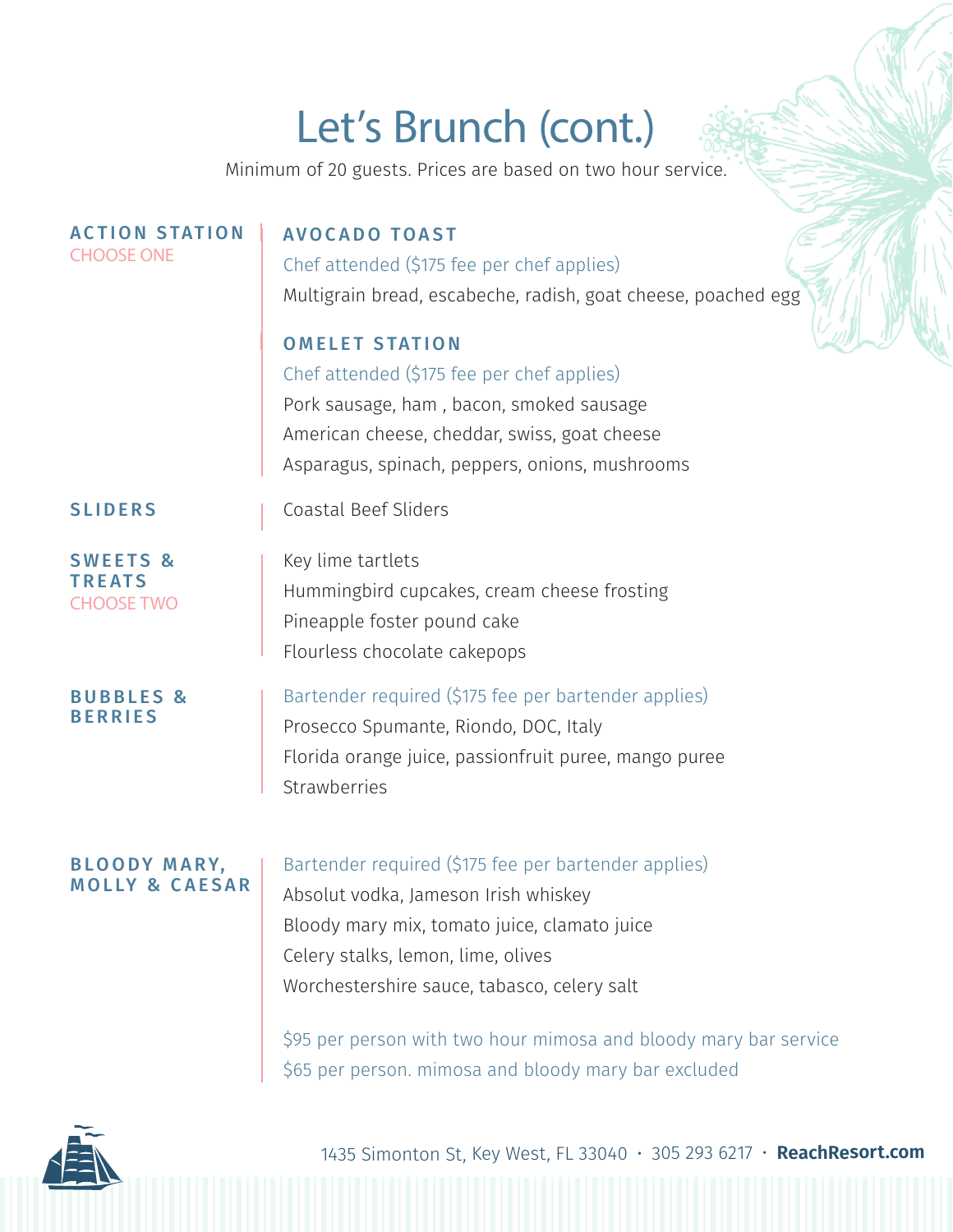# Let's Brunch (cont.)

Minimum of 20 guests. Prices are based on two hour service.

## ACTION STATION

CHOOSE ONE

### AVOCADO TOAST

Chef attended ($175 fee per chef applies)

Multigrain bread, escabeche, radish, goat cheese, poached egg

### OMELET STATION

Chef attended ($175 fee per chef applies)

Pork sausage, ham , bacon, smoked sausage

American cheese, cheddar, swiss, goat cheese

Asparagus, spinach, peppers, onions, mushrooms

## SLIDERS

Coastal Beef Sliders

## SWEETS & TREATS

CHOOSE TWO

Key lime tartlets

Hummingbird cupcakes, cream cheese frosting

Pineapple foster pound cake

Flourless chocolate cakepops

## BUBBLES & BERRIES

Bartender required ($175 fee per bartender applies)

Prosecco Spumante, Riondo, DOC, Italy

Florida orange juice, passionfruit puree, mango puree

Strawberries

## BLOODY MARY, MOLLY & CAESAR

Bartender required ($175 fee per bartender applies)

Absolut vodka, Jameson Irish whiskey

Bloody mary mix, tomato juice, clamato juice

Celery stalks, lemon, lime, olives

Worchestershire sauce, tabasco, celery salt

$95 per person with two hour mimosa and bloody mary bar service

$65 per person. mimosa and bloody mary bar excluded

1435 Simonton St, Key West, FL 33040 · 305 293 6217 · **ReachResort.com**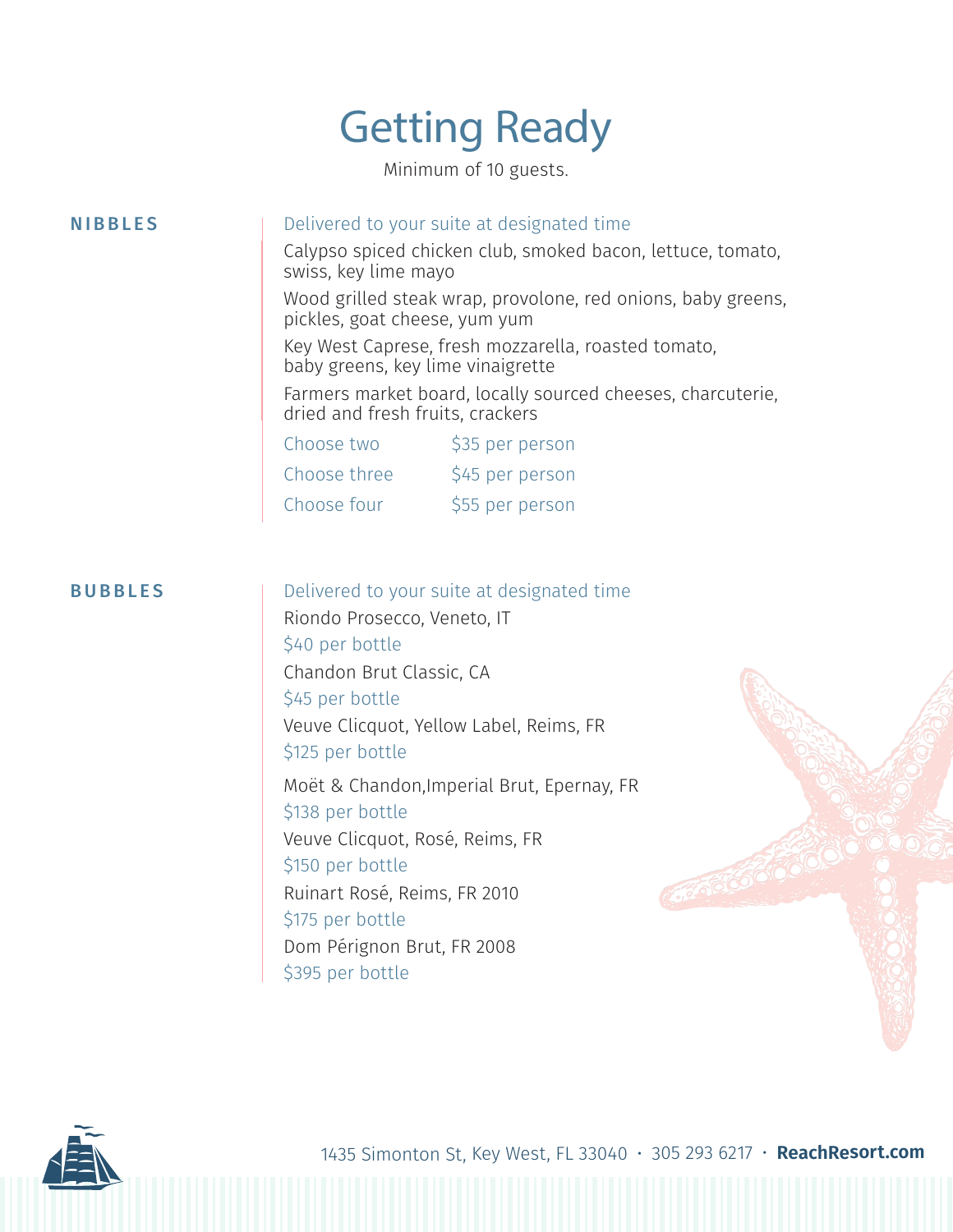# Getting Ready

Minimum of 10 guests.

## NIBBLES

Delivered to your suite at designated time

Calypso spiced chicken club, smoked bacon, lettuce, tomato, swiss, key lime mayo

Wood grilled steak wrap, provolone, red onions, baby greens, pickles, goat cheese, yum yum

Key West Caprese, fresh mozzarella, roasted tomato, baby greens, key lime vinaigrette

Farmers market board, locally sourced cheeses, charcuterie, dried and fresh fruits, crackers

| | |
|---|---|
| Choose two | $35 per person |
| Choose three | $45 per person |
| Choose four | $55 per person |

## BUBBLES

Delivered to your suite at designated time

Riondo Prosecco, Veneto, IT
$40 per bottle

Chandon Brut Classic, CA
$45 per bottle

Veuve Clicquot, Yellow Label, Reims, FR
$125 per bottle

Moët & Chandon,Imperial Brut, Epernay, FR
$138 per bottle

Veuve Clicquot, Rosé, Reims, FR
$150 per bottle

Ruinart Rosé, Reims, FR 2010
$175 per bottle

Dom Pérignon Brut, FR 2008
$395 per bottle

1435 Simonton St, Key West, FL 33040 · 305 293 6217 · **ReachResort.com**